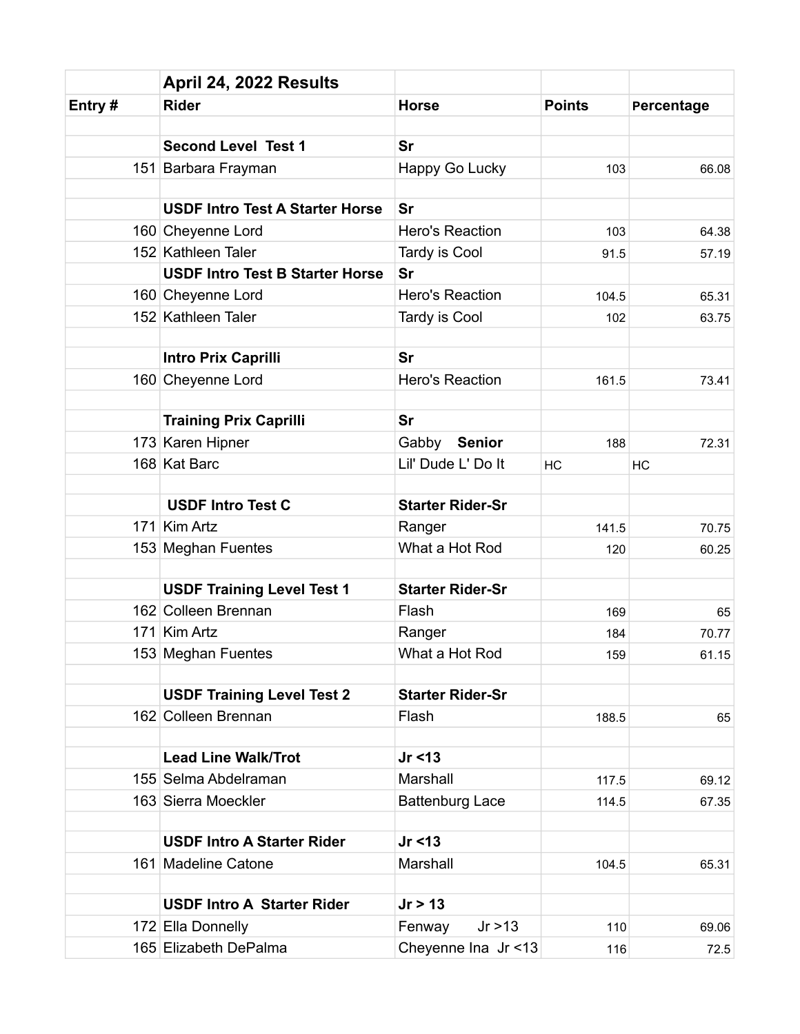| Entry # | April 24, 2022 Results<br>Rider | Horse | Points | Percentage |
|---|---|---|---|---|
| | | | | |
| | **Second Level Test 1** | **Sr** | | |
| 151 | Barbara Frayman | Happy Go Lucky | 103 | 66.08 |
| | | | | |
| | **USDF Intro Test A Starter Horse** | **Sr** | | |
| 160 | Cheyenne Lord | Hero's Reaction | 103 | 64.38 |
| 152 | Kathleen Taler | Tardy is Cool | 91.5 | 57.19 |
| | **USDF Intro Test B Starter Horse** | **Sr** | | |
| 160 | Cheyenne Lord | Hero's Reaction | 104.5 | 65.31 |
| 152 | Kathleen Taler | Tardy is Cool | 102 | 63.75 |
| | | | | |
| | **Intro Prix Caprilli** | **Sr** | | |
| 160 | Cheyenne Lord | Hero's Reaction | 161.5 | 73.41 |
| | | | | |
| | **Training Prix Caprilli** | **Sr** | | |
| 173 | Karen Hipner | Gabby **Senior** | 188 | 72.31 |
| 168 | Kat Barc | Lil' Dude L' Do It | HC | HC |
| | | | | |
| | **USDF Intro Test C** | **Starter Rider-Sr** | | |
| 171 | Kim Artz | Ranger | 141.5 | 70.75 |
| 153 | Meghan Fuentes | What a Hot Rod | 120 | 60.25 |
| | | | | |
| | **USDF Training Level Test 1** | **Starter Rider-Sr** | | |
| 162 | Colleen Brennan | Flash | 169 | 65 |
| 171 | Kim Artz | Ranger | 184 | 70.77 |
| 153 | Meghan Fuentes | What a Hot Rod | 159 | 61.15 |
| | | | | |
| | **USDF Training Level Test 2** | **Starter Rider-Sr** | | |
| 162 | Colleen Brennan | Flash | 188.5 | 65 |
| | | | | |
| | **Lead Line Walk/Trot** | **Jr <13** | | |
| 155 | Selma Abdelraman | Marshall | 117.5 | 69.12 |
| 163 | Sierra Moeckler | Battenburg Lace | 114.5 | 67.35 |
| | | | | |
| | **USDF Intro A Starter Rider** | **Jr <13** | | |
| 161 | Madeline Catone | Marshall | 104.5 | 65.31 |
| | | | | |
| | **USDF Intro A Starter Rider** | **Jr > 13** | | |
| 172 | Ella Donnelly | Fenway Jr >13 | 110 | 69.06 |
| 165 | Elizabeth DePalma | Cheyenne Ina Jr <13 | 116 | 72.5 |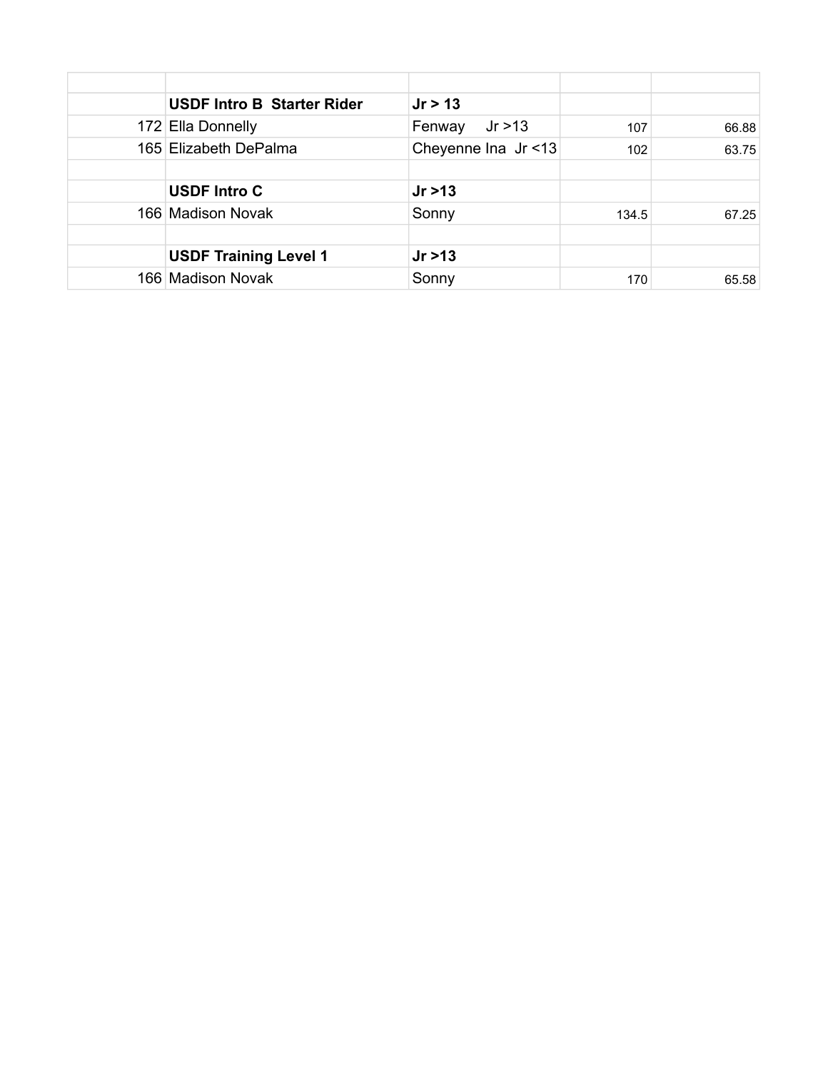| | | | | |
|---|---|---|---|---|
| | **USDF Intro B  Starter Rider** | **Jr > 13** | | |
| 172 | Ella Donnelly | Fenway     Jr >13 | 107 | 66.88 |
| 165 | Elizabeth DePalma | Cheyenne Ina  Jr <13 | 102 | 63.75 |
| | | | | |
| | **USDF Intro C** | **Jr >13** | | |
| 166 | Madison Novak | Sonny | 134.5 | 67.25 |
| | | | | |
| | **USDF Training Level 1** | **Jr >13** | | |
| 166 | Madison Novak | Sonny | 170 | 65.58 |